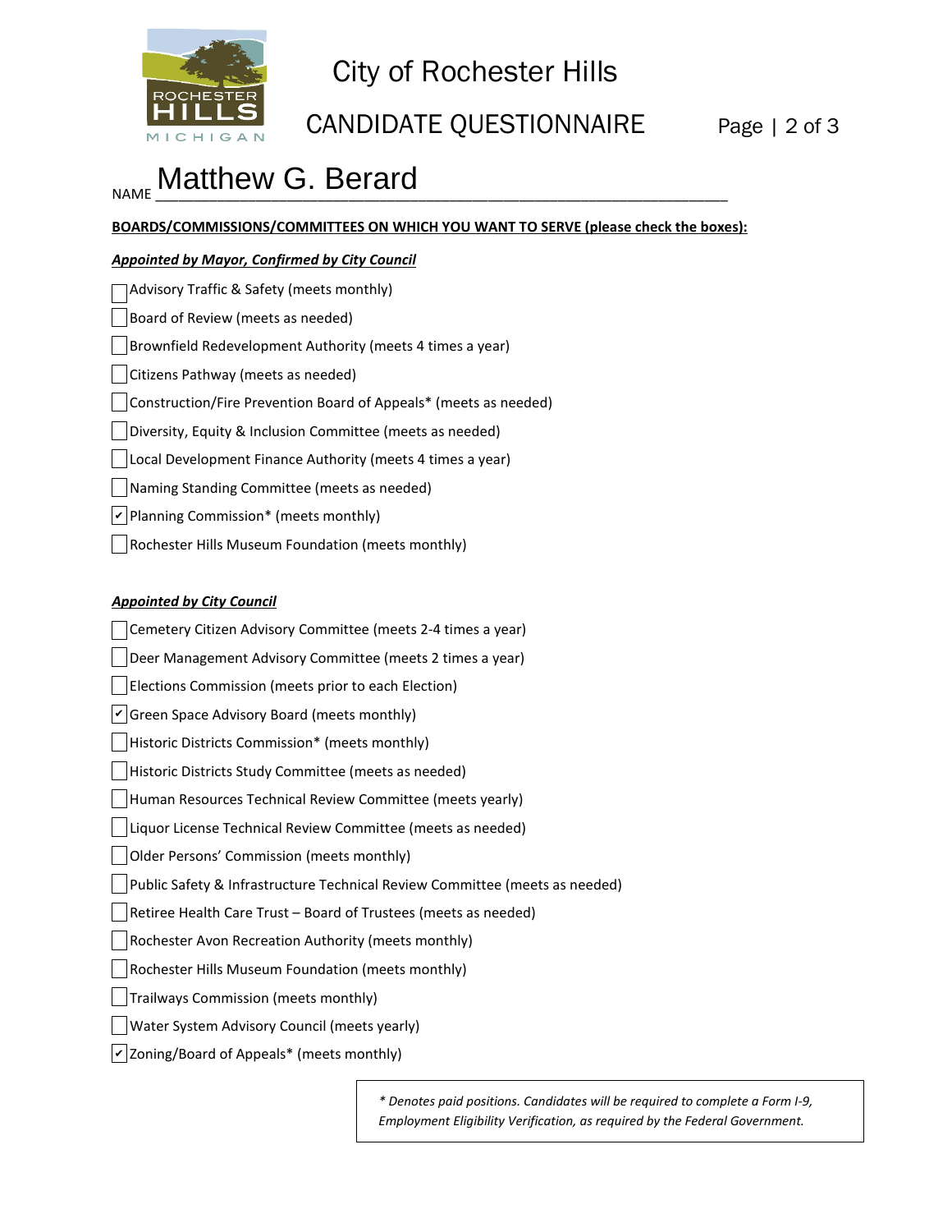# City of Rochester Hills

## CANDIDATE QUESTIONNAIRE

NAME Matthew G. Berard

**BOARDS/COMMISSIONS/COMMITTEES ON WHICH YOU WANT TO SERVE (please check the boxes):**

***Appointed by Mayor, Confirmed by City Council***

- [ ] Advisory Traffic & Safety (meets monthly)
- [ ] Board of Review (meets as needed)
- [ ] Brownfield Redevelopment Authority (meets 4 times a year)
- [ ] Citizens Pathway (meets as needed)
- [ ] Construction/Fire Prevention Board of Appeals* (meets as needed)
- [ ] Diversity, Equity & Inclusion Committee (meets as needed)
- [ ] Local Development Finance Authority (meets 4 times a year)
- [ ] Naming Standing Committee (meets as needed)
- [x] Planning Commission* (meets monthly)
- [ ] Rochester Hills Museum Foundation (meets monthly)

***Appointed by City Council***

- [ ] Cemetery Citizen Advisory Committee (meets 2-4 times a year)
- [ ] Deer Management Advisory Committee (meets 2 times a year)
- [ ] Elections Commission (meets prior to each Election)
- [x] Green Space Advisory Board (meets monthly)
- [ ] Historic Districts Commission* (meets monthly)
- [ ] Historic Districts Study Committee (meets as needed)
- [ ] Human Resources Technical Review Committee (meets yearly)
- [ ] Liquor License Technical Review Committee (meets as needed)
- [ ] Older Persons' Commission (meets monthly)
- [ ] Public Safety & Infrastructure Technical Review Committee (meets as needed)
- [ ] Retiree Health Care Trust – Board of Trustees (meets as needed)
- [ ] Rochester Avon Recreation Authority (meets monthly)
- [ ] Rochester Hills Museum Foundation (meets monthly)
- [ ] Trailways Commission (meets monthly)
- [ ] Water System Advisory Council (meets yearly)
- [x] Zoning/Board of Appeals* (meets monthly)

*\* Denotes paid positions. Candidates will be required to complete a Form I-9, Employment Eligibility Verification, as required by the Federal Government.*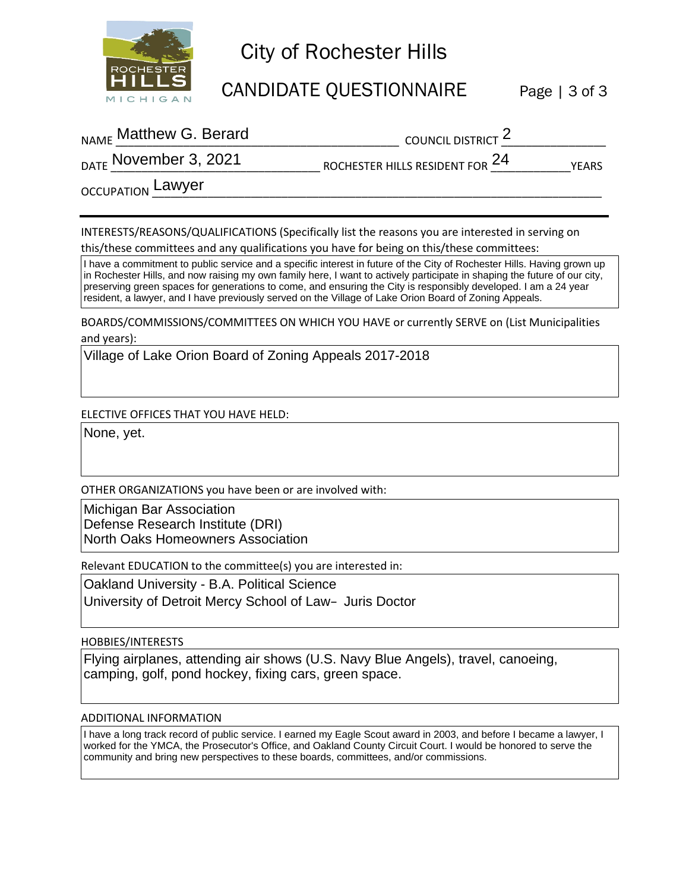# City of Rochester Hills

## CANDIDATE QUESTIONNAIRE

NAME Matthew G. Berard COUNCIL DISTRICT 2

DATE November 3, 2021 ROCHESTER HILLS RESIDENT FOR 24 YEARS

OCCUPATION Lawyer

---

INTERESTS/REASONS/QUALIFICATIONS (Specifically list the reasons you are interested in serving on this/these committees and any qualifications you have for being on this/these committees:

I have a commitment to public service and a specific interest in future of the City of Rochester Hills. Having grown up in Rochester Hills, and now raising my own family here, I want to actively participate in shaping the future of our city, preserving green spaces for generations to come, and ensuring the City is responsibly developed. I am a 24 year resident, a lawyer, and I have previously served on the Village of Lake Orion Board of Zoning Appeals.

BOARDS/COMMISSIONS/COMMITTEES ON WHICH YOU HAVE or currently SERVE on (List Municipalities and years):

Village of Lake Orion Board of Zoning Appeals 2017-2018

ELECTIVE OFFICES THAT YOU HAVE HELD:

None, yet.

OTHER ORGANIZATIONS you have been or are involved with:

Michigan Bar Association
Defense Research Institute (DRI)
North Oaks Homeowners Association

Relevant EDUCATION to the committee(s) you are interested in:

Oakland University - B.A. Political Science
University of Detroit Mercy School of Law– Juris Doctor

HOBBIES/INTERESTS

Flying airplanes, attending air shows (U.S. Navy Blue Angels), travel, canoeing, camping, golf, pond hockey, fixing cars, green space.

ADDITIONAL INFORMATION

I have a long track record of public service. I earned my Eagle Scout award in 2003, and before I became a lawyer, I worked for the YMCA, the Prosecutor's Office, and Oakland County Circuit Court. I would be honored to serve the community and bring new perspectives to these boards, committees, and/or commissions.